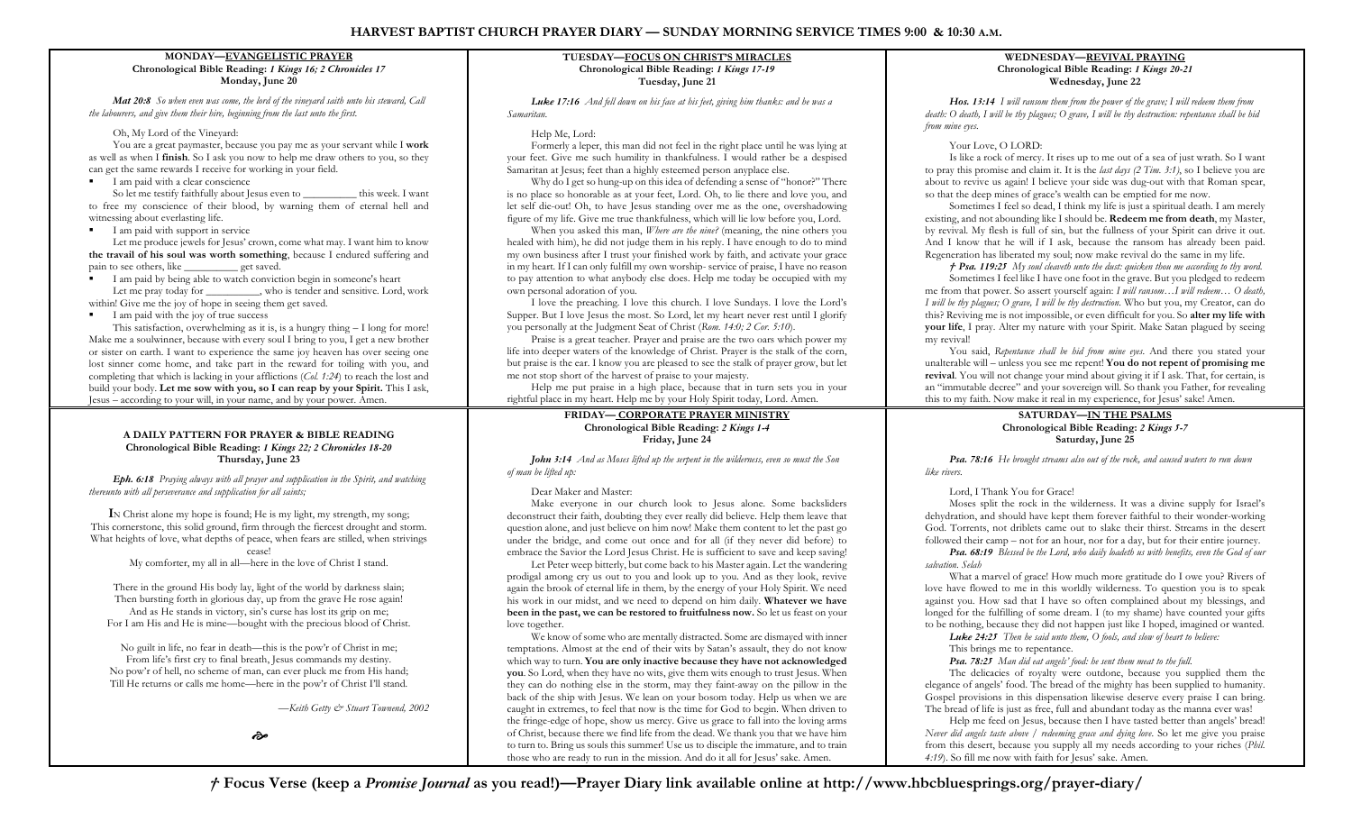# HARVEST BAPTIST CHURCH PRAYER DIARY — SUNDAY MORNING SERVICE TIMES 9:00 & 10:30 A.M.

## MONDAY—EVANGELISTIC PRAYER

**Chronological Bible Reading: *1 Kings 16; 2 Chronicles 17***

**Monday, June 20**

***Mat 20:8*** *So when even was come, the lord of the vineyard saith unto his steward, Call the labourers, and give them their hire, beginning from the last unto the first.*

Oh, My Lord of the Vineyard:

You are a great paymaster, because you pay me as your servant while I **work** as well as when I **finish**. So I ask you now to help me draw others to you, so they can get the same rewards I receive for working in your field.

- I am paid with a clear conscience

So let me testify faithfully about Jesus even to __________ this week. I want to free my conscience of their blood, by warning them of eternal hell and witnessing about everlasting life.

- I am paid with support in service

Let me produce jewels for Jesus' crown, come what may. I want him to know **the travail of his soul was worth something**, because I endured suffering and pain to see others, like __________ get saved.

- I am paid by being able to watch conviction begin in someone's heart

Let me pray today for __________, who is tender and sensitive. Lord, work within! Give me the joy of hope in seeing them get saved.

- I am paid with the joy of true success

This satisfaction, overwhelming as it is, is a hungry thing – I long for more! Make me a soulwinner, because with every soul I bring to you, I get a new brother or sister on earth. I want to experience the same joy heaven has over seeing one lost sinner come home, and take part in the reward for toiling with you, and completing that which is lacking in your afflictions (*Col. 1:24*) to reach the lost and build your body. **Let me sow with you, so I can reap by your Spirit.** This I ask, Jesus – according to your will, in your name, and by your power. Amen.

## TUESDAY—FOCUS ON CHRIST'S MIRACLES

**Chronological Bible Reading: *1 Kings 17-19***

**Tuesday, June 21**

***Luke 17:16*** *And fell down on his face at his feet, giving him thanks: and he was a Samaritan.*

Help Me, Lord:

Formerly a leper, this man did not feel in the right place until he was lying at your feet. Give me such humility in thankfulness. I would rather be a despised Samaritan at Jesus; feet than a highly esteemed person anyplace else.

Why do I get so hung-up on this idea of defending a sense of "honor?" There is no place so honorable as at your feet, Lord. Oh, to lie there and love you, and let self die-out! Oh, to have Jesus standing over me as the one, overshadowing figure of my life. Give me true thankfulness, which will lie low before you, Lord.

When you asked this man, *Where are the nine?* (meaning, the nine others you healed with him), he did not judge them in his reply. I have enough to do to mind my own business after I trust your finished work by faith, and activate your grace in my heart. If I can only fulfill my own worship- service of praise, I have no reason to pay attention to what anybody else does. Help me today be occupied with my own personal adoration of you.

I love the preaching. I love this church. I love Sundays. I love the Lord's Supper. But I love Jesus the most. So Lord, let my heart never rest until I glorify you personally at the Judgment Seat of Christ (*Rom. 14:0; 2 Cor. 5:10*).

Praise is a great teacher. Prayer and praise are the two oars which power my life into deeper waters of the knowledge of Christ. Prayer is the stalk of the corn, but praise is the ear. I know you are pleased to see the stalk of prayer grow, but let me not stop short of the harvest of praise to your majesty.

Help me put praise in a high place, because that in turn sets you in your rightful place in my heart. Help me by your Holy Spirit today, Lord. Amen.

## WEDNESDAY—REVIVAL PRAYING

**Chronological Bible Reading: *1 Kings 20-21***

**Wednesday, June 22**

***Hos. 13:14*** *I will ransom them from the power of the grave; I will redeem them from death: O death, I will be thy plagues; O grave, I will be thy destruction: repentance shall be hid from mine eyes.*

Your Love, O LORD:

Is like a rock of mercy. It rises up to me out of a sea of just wrath. So I want to pray this promise and claim it. It is the *last days (2 Tim. 3:1)*, so I believe you are about to revive us again! I believe your side was dug-out with that Roman spear, so that the deep mines of grace's wealth can be emptied for me now.

Sometimes I feel so dead, I think my life is just a spiritual death. I am merely existing, and not abounding like I should be. **Redeem me from death**, my Master, by revival. My flesh is full of sin, but the fullness of your Spirit can drive it out. And I know that he will if I ask, because the ransom has already been paid. Regeneration has liberated my soul; now make revival do the same in my life.

***† Psa. 119:25*** *My soul cleaveth unto the dust: quicken thou me according to thy word.*

Sometimes I feel like I have one foot in the grave. But you pledged to redeem me from that power. So assert yourself again: *I will ransom…I will redeem… O death, I will be thy plagues; O grave, I will be thy destruction.* Who but you, my Creator, can do this? Reviving me is not impossible, or even difficult for you. So **alter my life with your life**, I pray. Alter my nature with your Spirit. Make Satan plagued by seeing my revival!

You said, *Repentance shall be hid from mine eyes.* And there you stated your unalterable will – unless you see me repent! **You do not repent of promising me revival**. You will not change your mind about giving it if I ask. That, for certain, is an "immutable decree" and your sovereign will. So thank you Father, for revealing this to my faith. Now make it real in my experience, for Jesus' sake! Amen.

## A DAILY PATTERN FOR PRAYER & BIBLE READING

**Chronological Bible Reading: *1 Kings 22; 2 Chronicles 18-20***

**Thursday, June 23**

***Eph. 6:18*** *Praying always with all prayer and supplication in the Spirit, and watching thereunto with all perseverance and supplication for all saints;*

IN Christ alone my hope is found; He is my light, my strength, my song;
This cornerstone, this solid ground, firm through the fiercest drought and storm.
What heights of love, what depths of peace, when fears are stilled, when strivings cease!
My comforter, my all in all—here in the love of Christ I stand.

There in the ground His body lay, light of the world by darkness slain;
Then bursting forth in glorious day, up from the grave He rose again!
And as He stands in victory, sin's curse has lost its grip on me;
For I am His and He is mine—bought with the precious blood of Christ.

No guilt in life, no fear in death—this is the pow'r of Christ in me;
From life's first cry to final breath, Jesus commands my destiny.
No pow'r of hell, no scheme of man, can ever pluck me from His hand;
Till He returns or calls me home—here in the pow'r of Christ I'll stand.

—*Keith Getty & Stuart Townend, 2002*

## FRIDAY— CORPORATE PRAYER MINISTRY

**Chronological Bible Reading: *2 Kings 1-4***

**Friday, June 24**

***John 3:14*** *And as Moses lifted up the serpent in the wilderness, even so must the Son of man be lifted up:*

Dear Maker and Master:

Make everyone in our church look to Jesus alone. Some backsliders deconstruct their faith, doubting they ever really did believe. Help them leave that question alone, and just believe on him now! Make them content to let the past go under the bridge, and come out once and for all (if they never did before) to embrace the Savior the Lord Jesus Christ. He is sufficient to save and keep saving!

Let Peter weep bitterly, but come back to his Master again. Let the wandering prodigal among cry us out to you and look up to you. And as they look, revive again the brook of eternal life in them, by the energy of your Holy Spirit. We need his work in our midst, and we need to depend on him daily. **Whatever we have been in the past, we can be restored to fruitfulness now.** So let us feast on your love together.

We know of some who are mentally distracted. Some are dismayed with inner temptations. Almost at the end of their wits by Satan's assault, they do not know which way to turn. **You are only inactive because they have not acknowledged you**. So Lord, when they have no wits, give them wits enough to trust Jesus. When they can do nothing else in the storm, may they faint-away on the pillow in the back of the ship with Jesus. We lean on your bosom today. Help us when we are caught in extremes, to feel that now is the time for God to begin. When driven to the fringe-edge of hope, show us mercy. Give us grace to fall into the loving arms of Christ, because there we find life from the dead. We thank you that we have him to turn to. Bring us souls this summer! Use us to disciple the immature, and to train those who are ready to run in the mission. And do it all for Jesus' sake. Amen.

## SATURDAY—IN THE PSALMS

**Chronological Bible Reading: *2 Kings 5-7***

**Saturday, June 25**

***Psa. 78:16*** *He brought streams also out of the rock, and caused waters to run down like rivers.*

Lord, I Thank You for Grace!

Moses split the rock in the wilderness. It was a divine supply for Israel's dehydration, and should have kept them forever faithful to their wonder-working God. Torrents, not driblets came out to slake their thirst. Streams in the desert followed their camp – not for an hour, nor for a day, but for their entire journey.

***Psa. 68:19*** *Blessed be the Lord, who daily loadeth us with benefits, even the God of our salvation. Selah*

What a marvel of grace! How much more gratitude do I owe you? Rivers of love have flowed to me in this worldly wilderness. To question you is to speak against you. How sad that I have so often complained about my blessings, and longed for the fulfilling of some dream. I (to my shame) have counted your gifts to be nothing, because they did not happen just like I hoped, imagined or wanted.

***Luke 24:25*** *Then he said unto them, O fools, and slow of heart to believe:*

This brings me to repentance.

***Psa. 78:25*** *Man did eat angels' food: he sent them meat to the full.*

The delicacies of royalty were outdone, because you supplied them the elegance of angels' food. The bread of the mighty has been supplied to humanity. Gospel provisions in this dispensation likewise deserve every praise I can bring. The bread of life is just as free, full and abundant today as the manna ever was!

Help me feed on Jesus, because then I have tasted better than angels' bread! *Never did angels taste above / redeeming grace and dying love.* So let me give you praise from this desert, because you supply all my needs according to your riches (*Phil. 4:19*). So fill me now with faith for Jesus' sake. Amen.

**† Focus Verse (keep a *Promise Journal* as you read!)—Prayer Diary link available online at http://www.hbcbluesprings.org/prayer-diary/**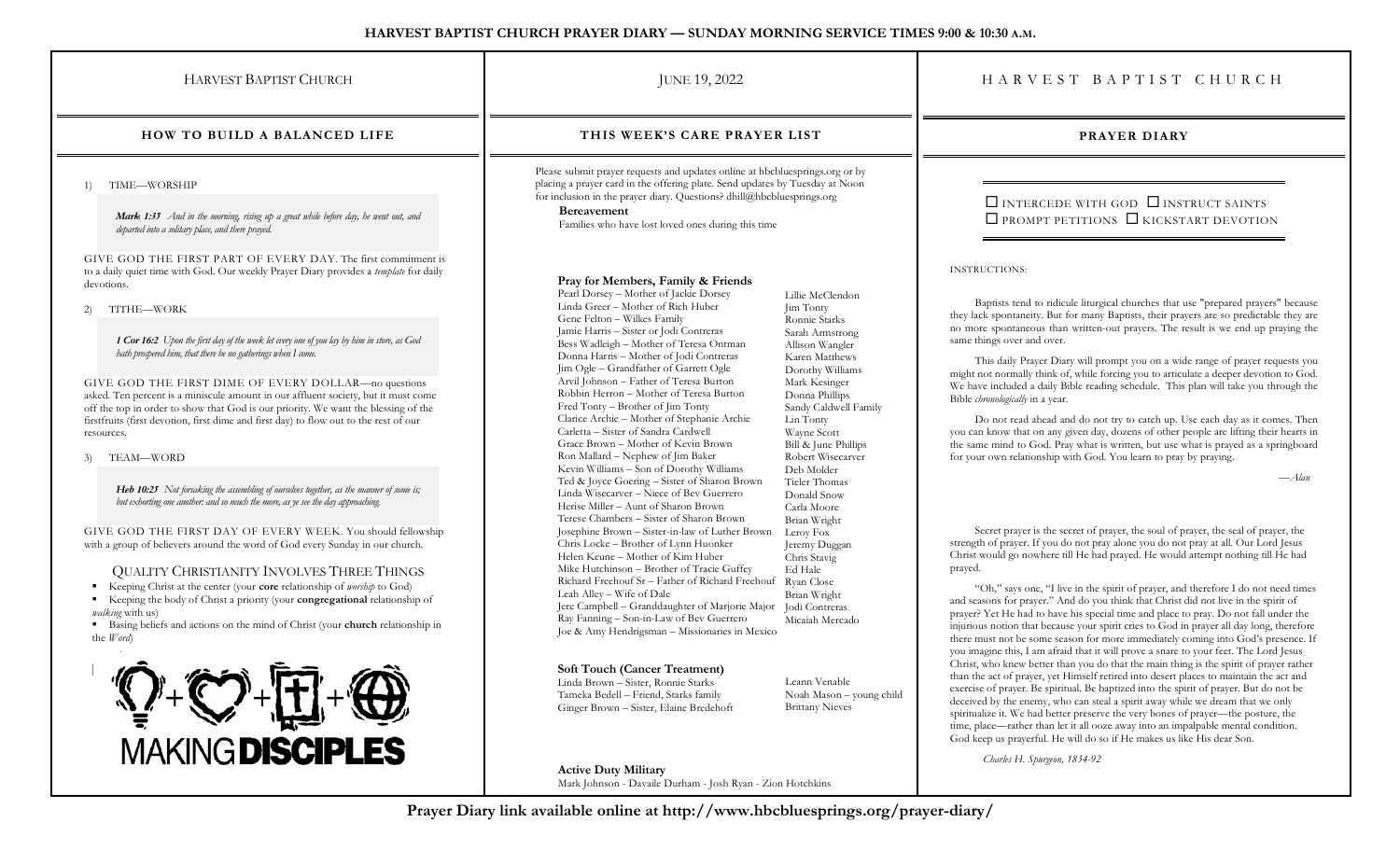HARVEST BAPTIST CHURCH PRAYER DIARY — SUNDAY MORNING SERVICE TIMES 9:00 & 10:30 A.M.

HARVEST BAPTIST CHURCH

## HOW TO BUILD A BALANCED LIFE

1) TIME—WORSHIP

> ***Mark 1:35*** *And in the morning, rising up a great while before day, he went out, and departed into a solitary place, and there prayed.*

GIVE GOD THE FIRST PART OF EVERY DAY. The first commitment is to a daily quiet time with God. Our weekly Prayer Diary provides a *template* for daily devotions.

2) TITHE—WORK

> ***1 Cor 16:2*** *Upon the first day of the week let every one of you lay by him in store, as God hath prospered him, that there be no gatherings when I come.*

GIVE GOD THE FIRST DIME OF EVERY DOLLAR—no questions asked. Ten percent is a miniscule amount in our affluent society, but it must come off the top in order to show that God is our priority. We want the blessing of the firstfruits (first devotion, first dime and first day) to flow out to the rest of our resources.

3) TEAM—WORD

> ***Heb 10:25*** *Not forsaking the assembling of ourselves together, as the manner of some is; but exhorting one another: and so much the more, as ye see the day approaching.*

GIVE GOD THE FIRST DAY OF EVERY WEEK. You should fellowship with a group of believers around the word of God every Sunday in our church.

### QUALITY CHRISTIANITY INVOLVES THREE THINGS

- Keeping Christ at the center (your **core** relationship of *worship* to God)
- Keeping the body of Christ a priority (your **congregational** relationship of *walking* with us)
- Basing beliefs and actions on the mind of Christ (your **church** relationship in the *Word*)

MAKING **DISCIPLES**

JUNE 19, 2022

## THIS WEEK'S CARE PRAYER LIST

Please submit prayer requests and updates online at hbcbluesprings.org or by placing a prayer card in the offering plate. Send updates by Tuesday at Noon for inclusion in the prayer diary. Questions? dhill@hbcbluesprings.org

**Bereavement**
Families who have lost loved ones during this time

**Pray for Members, Family & Friends**

Pearl Dorsey – Mother of Jackie Dorsey
Linda Greer – Mother of Rich Huber
Gene Felton – Wilkes Family
Jamie Harris – Sister or Jodi Contreras
Bess Wadleigh – Mother of Teresa Ontman
Donna Harris – Mother of Jodi Contreras
Jim Ogle – Grandfather of Garrett Ogle
Arvil Johnson – Father of Teresa Burton
Robbin Herron – Mother of Teresa Burton
Fred Tonty – Brother of Jim Tonty
Clarice Archie – Mother of Stephanie Archie
Carletta – Sister of Sandra Cardwell
Grace Brown – Mother of Kevin Brown
Ron Mallard – Nephew of Jim Baker
Kevin Williams – Son of Dorothy Williams
Ted & Joyce Goering – Sister of Sharon Brown
Linda Wisecarver – Niece of Bev Guerrero
Herise Miller – Aunt of Sharon Brown
Terese Chambers – Sister of Sharon Brown
Josephine Brown – Sister-in-law of Luther Brown
Chris Locke – Brother of Lynn Huonker
Helen Keune – Mother of Kim Huber
Mike Hutchinson – Brother of Tracie Guffey
Richard Freehouf Sr – Father of Richard Freehouf
Leah Alley – Wife of Dale
Jere Campbell – Granddaughter of Marjorie Major
Ray Fanning – Son-in-Law of Bev Guerrero
Joe & Amy Hendrigsman – Missionaries in Mexico

Lillie McClendon
Jim Tonty
Ronnie Starks
Sarah Armstrong
Allison Wangler
Karen Matthews
Dorothy Williams
Mark Kesinger
Donna Phillips
Sandy Caldwell Family
Lin Tonty
Wayne Scott
Bill & June Phillips
Robert Wisecarver
Deb Molder
Tieler Thomas
Donald Snow
Carla Moore
Brian Wright
Leroy Fox
Jeremy Duggan
Chris Stavig
Ed Hale
Ryan Close
Brian Wright
Jodi Contreras
Micaiah Mercado

**Soft Touch (Cancer Treatment)**

Linda Brown – Sister, Ronnie Starks
Tameka Bedell – Friend, Starks family
Ginger Brown – Sister, Elaine Bredehoft

Leann Venable
Noah Mason – young child
Brittany Nieves

**Active Duty Military**
Mark Johnson - Davaile Durham - Josh Ryan - Zion Hotchkins

HARVEST BAPTIST CHURCH

## PRAYER DIARY

☐ INTERCEDE WITH GOD ☐ INSTRUCT SAINTS
☐ PROMPT PETITIONS ☐ KICKSTART DEVOTION

INSTRUCTIONS:

Baptists tend to ridicule liturgical churches that use "prepared prayers" because they lack spontaneity. But for many Baptists, their prayers are so predictable they are no more spontaneous than written-out prayers. The result is we end up praying the same things over and over.

This daily Prayer Diary will prompt you on a wide range of prayer requests you might not normally think of, while forcing you to articulate a deeper devotion to God. We have included a daily Bible reading schedule. This plan will take you through the Bible *chronologically* in a year.

Do not read ahead and do not try to catch up. Use each day as it comes. Then you can know that on any given day, dozens of other people are lifting their hearts in the same mind to God. Pray what is written, but use what is prayed as a springboard for your own relationship with God. You learn to pray by praying.

—*Alan*

Secret prayer is the secret of prayer, the soul of prayer, the seal of prayer, the strength of prayer. If you do not pray alone you do not pray at all. Our Lord Jesus Christ would go nowhere till He had prayed. He would attempt nothing till He had prayed.

"Oh," says one, "I live in the spirit of prayer, and therefore I do not need times and seasons for prayer." And do you think that Christ did not live in the spirit of prayer? Yet He had to have his special time and place to pray. Do not fall under the injurious notion that because your spirit cries to God in prayer all day long, therefore there must not be some season for more immediately coming into God's presence. If you imagine this, I am afraid that it will prove a snare to your feet. The Lord Jesus Christ, who knew better than you do that the main thing is the spirit of prayer rather than the act of prayer, yet Himself retired into desert places to maintain the act and exercise of prayer. Be spiritual. Be baptized into the spirit of prayer. But do not be deceived by the enemy, who can steal a spirit away while we dream that we only spiritualize it. We had better preserve the very bones of prayer—the posture, the time, place—rather than let it all ooze away into an impalpable mental condition. God keep us prayerful. He will do so if He makes us like His dear Son.

*Charles H. Spurgeon, 1834-92*

**Prayer Diary link available online at http://www.hbcbluesprings.org/prayer-diary/**